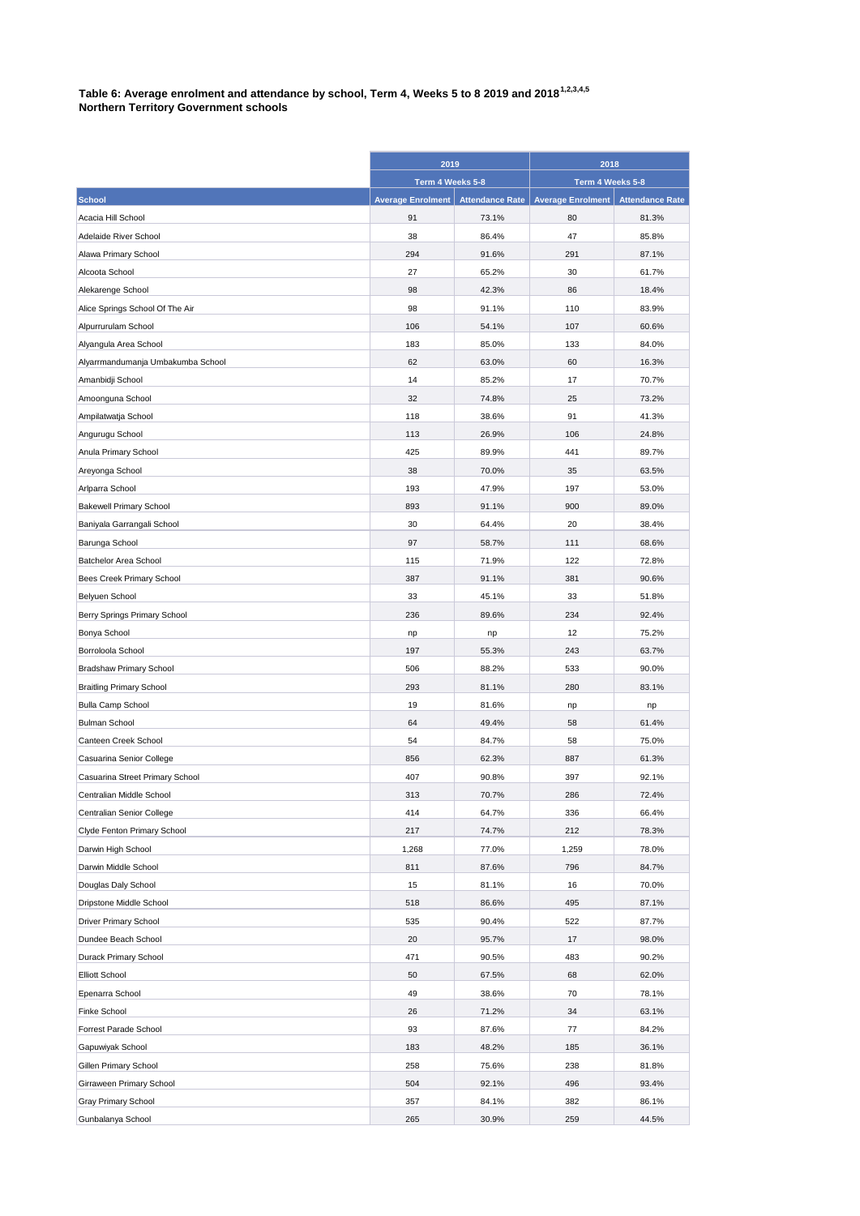**Table 6: Average enrolment and attendance by school, Term 4, Weeks 5 to 8 2019 and 2018[1,2,3,4,5]**
**Northern Territory Government schools**

| | 2019 | | 2018 | |
|---|---|---|---|---|
| | Term 4 Weeks 5-8 | | Term 4 Weeks 5-8 | |
| **School** | **Average Enrolment** | **Attendance Rate** | **Average Enrolment** | **Attendance Rate** |
| Acacia Hill School | 91 | 73.1% | 80 | 81.3% |
| Adelaide River School | 38 | 86.4% | 47 | 85.8% |
| Alawa Primary School | 294 | 91.6% | 291 | 87.1% |
| Alcoota School | 27 | 65.2% | 30 | 61.7% |
| Alekarenge School | 98 | 42.3% | 86 | 18.4% |
| Alice Springs School Of The Air | 98 | 91.1% | 110 | 83.9% |
| Alpurrurulam School | 106 | 54.1% | 107 | 60.6% |
| Alyangula Area School | 183 | 85.0% | 133 | 84.0% |
| Alyarrmandumanja Umbakumba School | 62 | 63.0% | 60 | 16.3% |
| Amanbidji School | 14 | 85.2% | 17 | 70.7% |
| Amoonguna School | 32 | 74.8% | 25 | 73.2% |
| Ampilatwatja School | 118 | 38.6% | 91 | 41.3% |
| Angurugu School | 113 | 26.9% | 106 | 24.8% |
| Anula Primary School | 425 | 89.9% | 441 | 89.7% |
| Areyonga School | 38 | 70.0% | 35 | 63.5% |
| Arlparra School | 193 | 47.9% | 197 | 53.0% |
| Bakewell Primary School | 893 | 91.1% | 900 | 89.0% |
| Baniyala Garrangali School | 30 | 64.4% | 20 | 38.4% |
| Barunga School | 97 | 58.7% | 111 | 68.6% |
| Batchelor Area School | 115 | 71.9% | 122 | 72.8% |
| Bees Creek Primary School | 387 | 91.1% | 381 | 90.6% |
| Belyuen School | 33 | 45.1% | 33 | 51.8% |
| Berry Springs Primary School | 236 | 89.6% | 234 | 92.4% |
| Bonya School | np | np | 12 | 75.2% |
| Borroloola School | 197 | 55.3% | 243 | 63.7% |
| Bradshaw Primary School | 506 | 88.2% | 533 | 90.0% |
| Braitling Primary School | 293 | 81.1% | 280 | 83.1% |
| Bulla Camp School | 19 | 81.6% | np | np |
| Bulman School | 64 | 49.4% | 58 | 61.4% |
| Canteen Creek School | 54 | 84.7% | 58 | 75.0% |
| Casuarina Senior College | 856 | 62.3% | 887 | 61.3% |
| Casuarina Street Primary School | 407 | 90.8% | 397 | 92.1% |
| Centralian Middle School | 313 | 70.7% | 286 | 72.4% |
| Centralian Senior College | 414 | 64.7% | 336 | 66.4% |
| Clyde Fenton Primary School | 217 | 74.7% | 212 | 78.3% |
| Darwin High School | 1,268 | 77.0% | 1,259 | 78.0% |
| Darwin Middle School | 811 | 87.6% | 796 | 84.7% |
| Douglas Daly School | 15 | 81.1% | 16 | 70.0% |
| Dripstone Middle School | 518 | 86.6% | 495 | 87.1% |
| Driver Primary School | 535 | 90.4% | 522 | 87.7% |
| Dundee Beach School | 20 | 95.7% | 17 | 98.0% |
| Durack Primary School | 471 | 90.5% | 483 | 90.2% |
| Elliott School | 50 | 67.5% | 68 | 62.0% |
| Epenarra School | 49 | 38.6% | 70 | 78.1% |
| Finke School | 26 | 71.2% | 34 | 63.1% |
| Forrest Parade School | 93 | 87.6% | 77 | 84.2% |
| Gapuwiyak School | 183 | 48.2% | 185 | 36.1% |
| Gillen Primary School | 258 | 75.6% | 238 | 81.8% |
| Girraween Primary School | 504 | 92.1% | 496 | 93.4% |
| Gray Primary School | 357 | 84.1% | 382 | 86.1% |
| Gunbalanya School | 265 | 30.9% | 259 | 44.5% |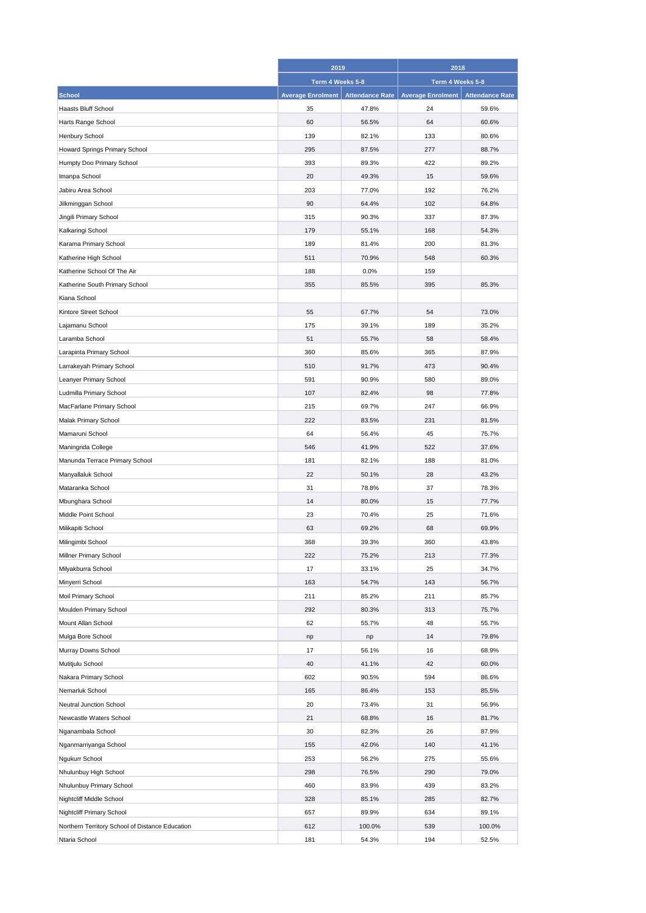| School | 2019 | | 2018 | |
|---|---|---|---|---|
| | Term 4 Weeks 5-8 | | Term 4 Weeks 5-8 | |
| | Average Enrolment | Attendance Rate | Average Enrolment | Attendance Rate |
| Haasts Bluff School | 35 | 47.8% | 24 | 59.6% |
| Harts Range School | 60 | 56.5% | 64 | 60.6% |
| Henbury School | 139 | 82.1% | 133 | 80.6% |
| Howard Springs Primary School | 295 | 87.5% | 277 | 88.7% |
| Humpty Doo Primary School | 393 | 89.3% | 422 | 89.2% |
| Imanpa School | 20 | 49.3% | 15 | 59.6% |
| Jabiru Area School | 203 | 77.0% | 192 | 76.2% |
| Jilkminggan School | 90 | 64.4% | 102 | 64.8% |
| Jingili Primary School | 315 | 90.3% | 337 | 87.3% |
| Kalkaringi School | 179 | 55.1% | 168 | 54.3% |
| Karama Primary School | 189 | 81.4% | 200 | 81.3% |
| Katherine High School | 511 | 70.9% | 548 | 60.3% |
| Katherine School Of The Air | 188 | 0.0% | 159 | |
| Katherine South Primary School | 355 | 85.5% | 395 | 85.3% |
| Kiana School | | | | |
| Kintore Street School | 55 | 67.7% | 54 | 73.0% |
| Lajamanu School | 175 | 39.1% | 189 | 35.2% |
| Laramba School | 51 | 55.7% | 58 | 58.4% |
| Larapinta Primary School | 360 | 85.6% | 365 | 87.9% |
| Larrakeyah Primary School | 510 | 91.7% | 473 | 90.4% |
| Leanyer Primary School | 591 | 90.9% | 580 | 89.0% |
| Ludmilla Primary School | 107 | 82.4% | 98 | 77.8% |
| MacFarlane Primary School | 215 | 69.7% | 247 | 66.9% |
| Malak Primary School | 222 | 83.5% | 231 | 81.5% |
| Mamaruni School | 64 | 56.4% | 45 | 75.7% |
| Maningrida College | 546 | 41.9% | 522 | 37.6% |
| Manunda Terrace Primary School | 181 | 82.1% | 188 | 81.0% |
| Manyallaluk School | 22 | 50.1% | 28 | 43.2% |
| Mataranka School | 31 | 78.8% | 37 | 78.3% |
| Mbunghara School | 14 | 80.0% | 15 | 77.7% |
| Middle Point School | 23 | 70.4% | 25 | 71.6% |
| Milikapiti School | 63 | 69.2% | 68 | 69.9% |
| Milingimbi School | 368 | 39.3% | 360 | 43.8% |
| Millner Primary School | 222 | 75.2% | 213 | 77.3% |
| Milyakburra School | 17 | 33.1% | 25 | 34.7% |
| Minyerri School | 163 | 54.7% | 143 | 56.7% |
| Moil Primary School | 211 | 85.2% | 211 | 85.7% |
| Moulden Primary School | 292 | 80.3% | 313 | 75.7% |
| Mount Allan School | 62 | 55.7% | 48 | 55.7% |
| Mulga Bore School | np | np | 14 | 79.8% |
| Murray Downs School | 17 | 56.1% | 16 | 68.9% |
| Mutitjulu School | 40 | 41.1% | 42 | 60.0% |
| Nakara Primary School | 602 | 90.5% | 594 | 86.6% |
| Nemarluk School | 165 | 86.4% | 153 | 85.5% |
| Neutral Junction School | 20 | 73.4% | 31 | 56.9% |
| Newcastle Waters School | 21 | 68.8% | 16 | 81.7% |
| Nganambala School | 30 | 82.3% | 26 | 87.9% |
| Nganmarriyanga School | 155 | 42.0% | 140 | 41.1% |
| Ngukurr School | 253 | 56.2% | 275 | 55.6% |
| Nhulunbuy High School | 298 | 76.5% | 290 | 79.0% |
| Nhulunbuy Primary School | 460 | 83.9% | 439 | 83.2% |
| Nightcliff Middle School | 328 | 85.1% | 285 | 82.7% |
| Nightcliff Primary School | 657 | 89.9% | 634 | 89.1% |
| Northern Territory School of Distance Education | 612 | 100.0% | 539 | 100.0% |
| Ntaria School | 181 | 54.3% | 194 | 52.5% |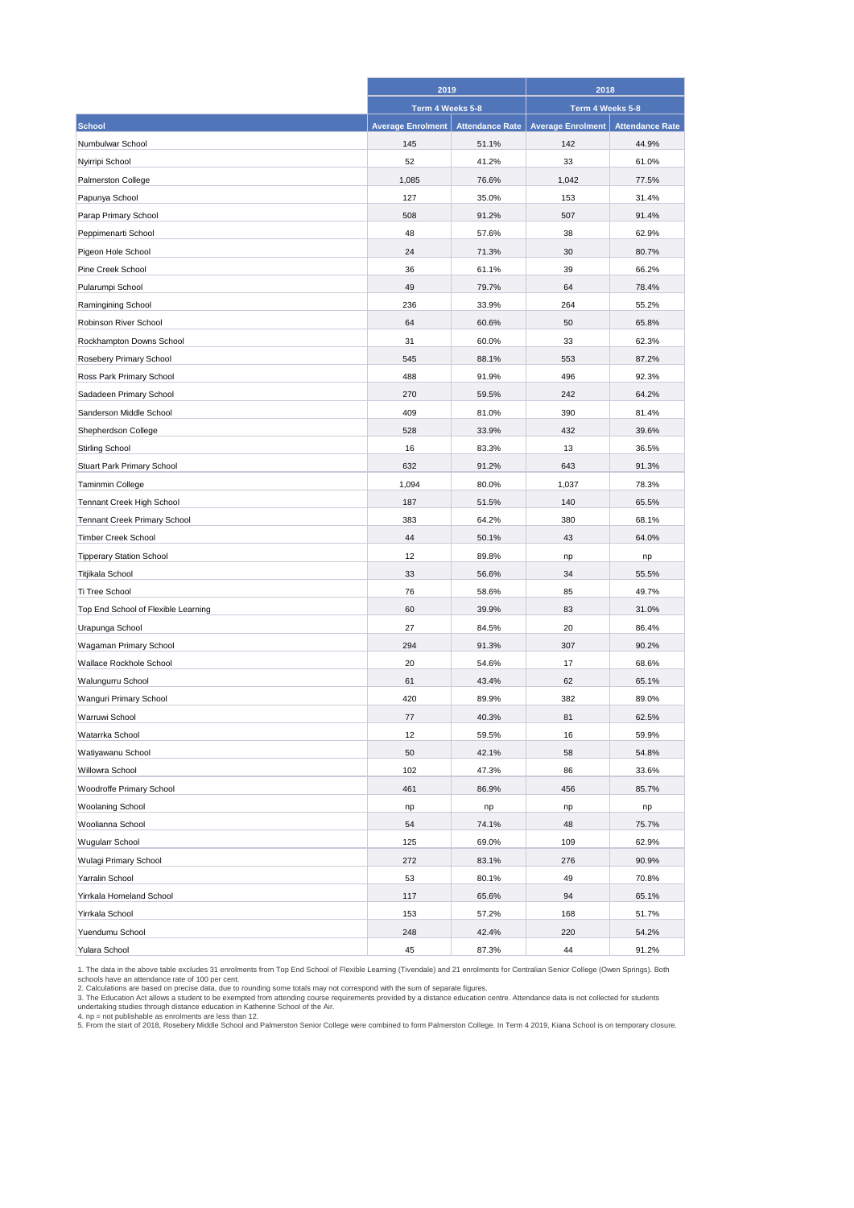| School | 2019 | | 2018 | |
|---|---|---|---|---|
| | Term 4 Weeks 5-8 | | Term 4 Weeks 5-8 | |
| | Average Enrolment | Attendance Rate | Average Enrolment | Attendance Rate |
| Numbulwar School | 145 | 51.1% | 142 | 44.9% |
| Nyirripi School | 52 | 41.2% | 33 | 61.0% |
| Palmerston College | 1,085 | 76.6% | 1,042 | 77.5% |
| Papunya School | 127 | 35.0% | 153 | 31.4% |
| Parap Primary School | 508 | 91.2% | 507 | 91.4% |
| Peppimenarti School | 48 | 57.6% | 38 | 62.9% |
| Pigeon Hole School | 24 | 71.3% | 30 | 80.7% |
| Pine Creek School | 36 | 61.1% | 39 | 66.2% |
| Pularumpi School | 49 | 79.7% | 64 | 78.4% |
| Ramingining School | 236 | 33.9% | 264 | 55.2% |
| Robinson River School | 64 | 60.6% | 50 | 65.8% |
| Rockhampton Downs School | 31 | 60.0% | 33 | 62.3% |
| Rosebery Primary School | 545 | 88.1% | 553 | 87.2% |
| Ross Park Primary School | 488 | 91.9% | 496 | 92.3% |
| Sadadeen Primary School | 270 | 59.5% | 242 | 64.2% |
| Sanderson Middle School | 409 | 81.0% | 390 | 81.4% |
| Shepherdson College | 528 | 33.9% | 432 | 39.6% |
| Stirling School | 16 | 83.3% | 13 | 36.5% |
| Stuart Park Primary School | 632 | 91.2% | 643 | 91.3% |
| Taminmin College | 1,094 | 80.0% | 1,037 | 78.3% |
| Tennant Creek High School | 187 | 51.5% | 140 | 65.5% |
| Tennant Creek Primary School | 383 | 64.2% | 380 | 68.1% |
| Timber Creek School | 44 | 50.1% | 43 | 64.0% |
| Tipperary Station School | 12 | 89.8% | np | np |
| Titjikala School | 33 | 56.6% | 34 | 55.5% |
| Ti Tree School | 76 | 58.6% | 85 | 49.7% |
| Top End School of Flexible Learning | 60 | 39.9% | 83 | 31.0% |
| Urapunga School | 27 | 84.5% | 20 | 86.4% |
| Wagaman Primary School | 294 | 91.3% | 307 | 90.2% |
| Wallace Rockhole School | 20 | 54.6% | 17 | 68.6% |
| Walungurru School | 61 | 43.4% | 62 | 65.1% |
| Wanguri Primary School | 420 | 89.9% | 382 | 89.0% |
| Warruwi School | 77 | 40.3% | 81 | 62.5% |
| Watarrka School | 12 | 59.5% | 16 | 59.9% |
| Watiyawanu School | 50 | 42.1% | 58 | 54.8% |
| Willowra School | 102 | 47.3% | 86 | 33.6% |
| Woodroffe Primary School | 461 | 86.9% | 456 | 85.7% |
| Woolaning School | np | np | np | np |
| Woolianna School | 54 | 74.1% | 48 | 75.7% |
| Wugularr School | 125 | 69.0% | 109 | 62.9% |
| Wulagi Primary School | 272 | 83.1% | 276 | 90.9% |
| Yarralin School | 53 | 80.1% | 49 | 70.8% |
| Yirrkala Homeland School | 117 | 65.6% | 94 | 65.1% |
| Yirrkala School | 153 | 57.2% | 168 | 51.7% |
| Yuendumu School | 248 | 42.4% | 220 | 54.2% |
| Yulara School | 45 | 87.3% | 44 | 91.2% |

1. The data in the above table excludes 31 enrolments from Top End School of Flexible Learning (Tivendale) and 21 enrolments for Centralian Senior College (Owen Springs). Both schools have an attendance rate of 100 per cent.
2. Calculations are based on precise data, due to rounding some totals may not correspond with the sum of separate figures.
3. The Education Act allows a student to be exempted from attending course requirements provided by a distance education centre. Attendance data is not collected for students undertaking studies through distance education in Katherine School of the Air.
4. np = not publishable as enrolments are less than 12.
5. From the start of 2018, Rosebery Middle School and Palmerston Senior College were combined to form Palmerston College. In Term 4 2019, Kiana School is on temporary closure.